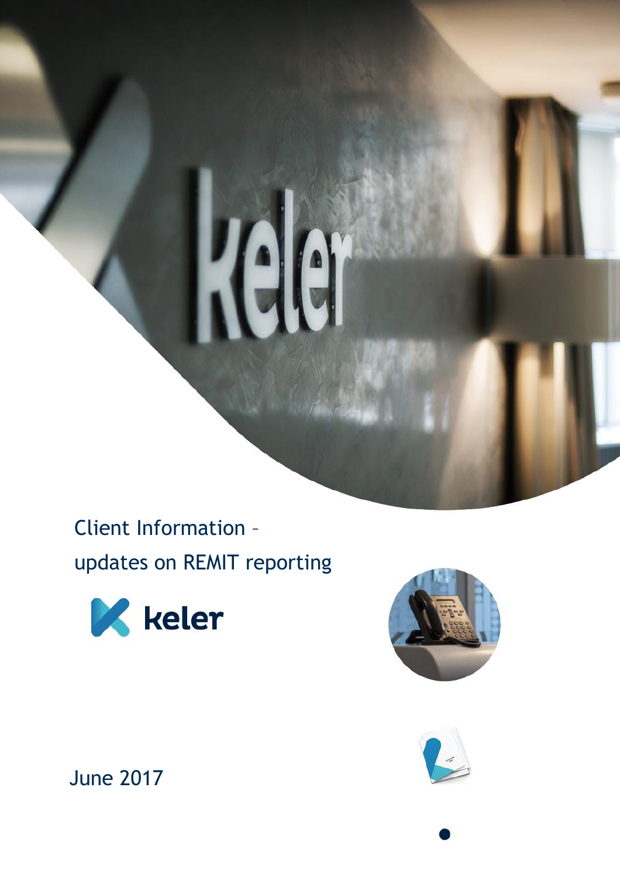# Client Information – updates on REMIT reporting

June 2017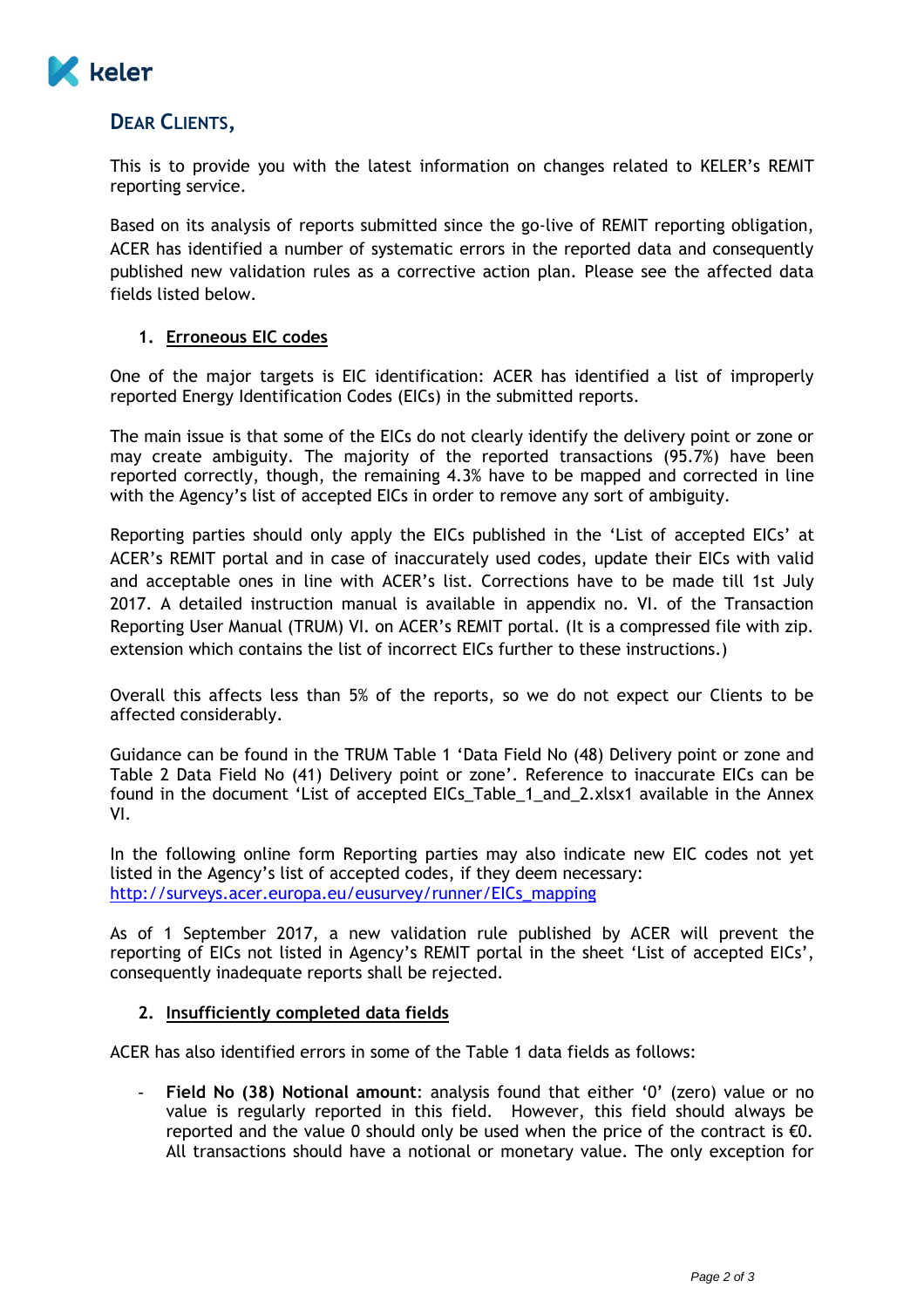## Dear Clients,

This is to provide you with the latest information on changes related to KELER's REMIT reporting service.

Based on its analysis of reports submitted since the go-live of REMIT reporting obligation, ACER has identified a number of systematic errors in the reported data and consequently published new validation rules as a corrective action plan. Please see the affected data fields listed below.

### 1. Erroneous EIC codes

One of the major targets is EIC identification: ACER has identified a list of improperly reported Energy Identification Codes (EICs) in the submitted reports.

The main issue is that some of the EICs do not clearly identify the delivery point or zone or may create ambiguity. The majority of the reported transactions (95.7%) have been reported correctly, though, the remaining 4.3% have to be mapped and corrected in line with the Agency's list of accepted EICs in order to remove any sort of ambiguity.

Reporting parties should only apply the EICs published in the 'List of accepted EICs' at ACER's REMIT portal and in case of inaccurately used codes, update their EICs with valid and acceptable ones in line with ACER's list. Corrections have to be made till 1st July 2017. A detailed instruction manual is available in appendix no. VI. of the Transaction Reporting User Manual (TRUM) VI. on ACER's REMIT portal. (It is a compressed file with zip. extension which contains the list of incorrect EICs further to these instructions.)

Overall this affects less than 5% of the reports, so we do not expect our Clients to be affected considerably.

Guidance can be found in the TRUM Table 1 'Data Field No (48) Delivery point or zone and Table 2 Data Field No (41) Delivery point or zone'. Reference to inaccurate EICs can be found in the document 'List of accepted EICs_Table_1_and_2.xlsx1 available in the Annex VI.

In the following online form Reporting parties may also indicate new EIC codes not yet listed in the Agency's list of accepted codes, if they deem necessary: [http://surveys.acer.europa.eu/eusurvey/runner/EICs_mapping](http://surveys.acer.europa.eu/eusurvey/runner/EICs_mapping)

As of 1 September 2017, a new validation rule published by ACER will prevent the reporting of EICs not listed in Agency's REMIT portal in the sheet 'List of accepted EICs', consequently inadequate reports shall be rejected.

### 2. Insufficiently completed data fields

ACER has also identified errors in some of the Table 1 data fields as follows:

- **Field No (38) Notional amount**: analysis found that either '0' (zero) value or no value is regularly reported in this field. However, this field should always be reported and the value 0 should only be used when the price of the contract is €0. All transactions should have a notional or monetary value. The only exception for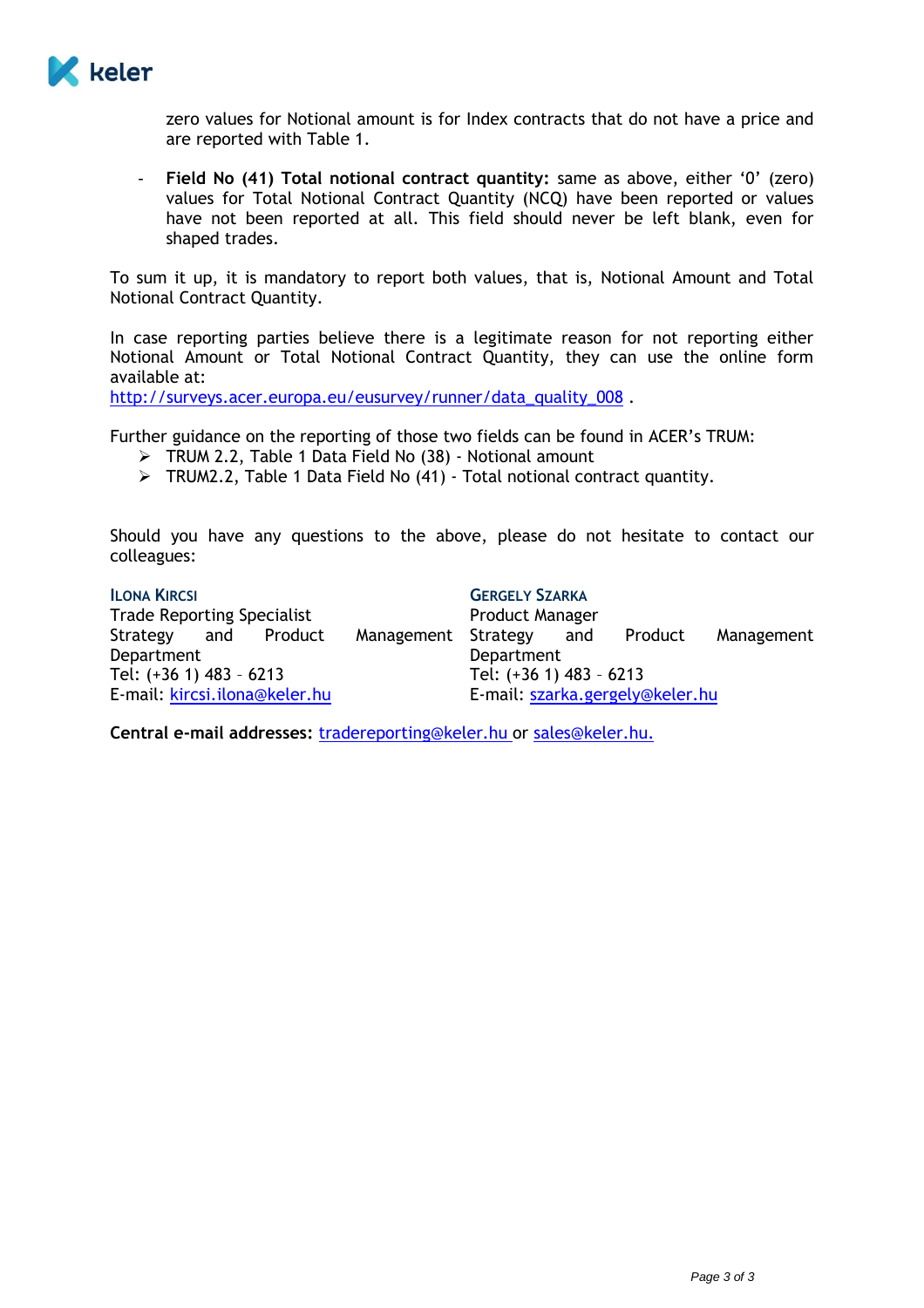zero values for Notional amount is for Index contracts that do not have a price and are reported with Table 1.

- **Field No (41) Total notional contract quantity:** same as above, either '0' (zero) values for Total Notional Contract Quantity (NCQ) have been reported or values have not been reported at all. This field should never be left blank, even for shaped trades.

To sum it up, it is mandatory to report both values, that is, Notional Amount and Total Notional Contract Quantity.

In case reporting parties believe there is a legitimate reason for not reporting either Notional Amount or Total Notional Contract Quantity, they can use the online form available at:
http://surveys.acer.europa.eu/eusurvey/runner/data_quality_008 .

Further guidance on the reporting of those two fields can be found in ACER's TRUM:

- TRUM 2.2, Table 1 Data Field No (38) - Notional amount
- TRUM2.2, Table 1 Data Field No (41) - Total notional contract quantity.

Should you have any questions to the above, please do not hesitate to contact our colleagues:

**Ilona Kircsi**
Trade Reporting Specialist
Strategy and Product Management Department
Tel: (+36 1) 483 – 6213
E-mail: kircsi.ilona@keler.hu

**Gergely Szarka**
Product Manager
Strategy and Product Management Department
Tel: (+36 1) 483 – 6213
E-mail: szarka.gergely@keler.hu

**Central e-mail addresses:** tradereporting@keler.hu or sales@keler.hu.